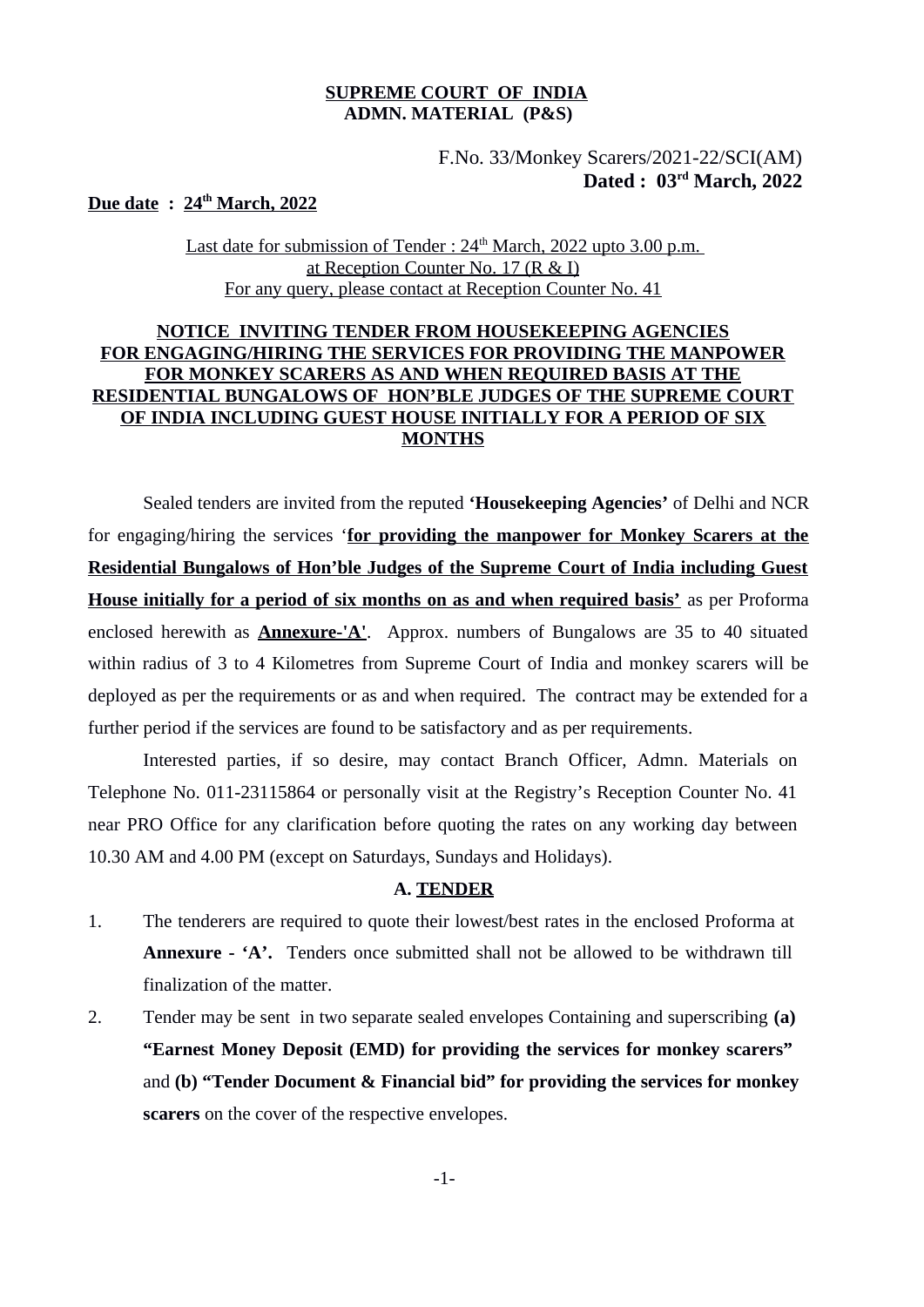**SUPREME COURT OF INDIA**
**ADMN. MATERIAL (P&S)**

F.No. 33/Monkey Scarers/2021-22/SCI(AM)
**Dated : 03rd March, 2022**

**Due date : 24th March, 2022**

Last date for submission of Tender : 24th March, 2022 upto 3.00 p.m.
at Reception Counter No. 17 (R & I)
For any query, please contact at Reception Counter No. 41

## NOTICE INVITING TENDER FROM HOUSEKEEPING AGENCIES FOR ENGAGING/HIRING THE SERVICES FOR PROVIDING THE MANPOWER FOR MONKEY SCARERS AS AND WHEN REQUIRED BASIS AT THE RESIDENTIAL BUNGALOWS OF HON'BLE JUDGES OF THE SUPREME COURT OF INDIA INCLUDING GUEST HOUSE INITIALLY FOR A PERIOD OF SIX MONTHS

Sealed tenders are invited from the reputed **'Housekeeping Agencies'** of Delhi and NCR for engaging/hiring the services '**for providing the manpower for Monkey Scarers at the Residential Bungalows of Hon'ble Judges of the Supreme Court of India including Guest House initially for a period of six months on as and when required basis'** as per Proforma enclosed herewith as **Annexure-'A'**. Approx. numbers of Bungalows are 35 to 40 situated within radius of 3 to 4 Kilometres from Supreme Court of India and monkey scarers will be deployed as per the requirements or as and when required. The contract may be extended for a further period if the services are found to be satisfactory and as per requirements.

Interested parties, if so desire, may contact Branch Officer, Admn. Materials on Telephone No. 011-23115864 or personally visit at the Registry's Reception Counter No. 41 near PRO Office for any clarification before quoting the rates on any working day between 10.30 AM and 4.00 PM (except on Saturdays, Sundays and Holidays).

### A. TENDER

1. The tenderers are required to quote their lowest/best rates in the enclosed Proforma at **Annexure - 'A'.** Tenders once submitted shall not be allowed to be withdrawn till finalization of the matter.
2. Tender may be sent in two separate sealed envelopes Containing and superscribing **(a) "Earnest Money Deposit (EMD) for providing the services for monkey scarers"** and **(b) "Tender Document & Financial bid" for providing the services for monkey scarers** on the cover of the respective envelopes.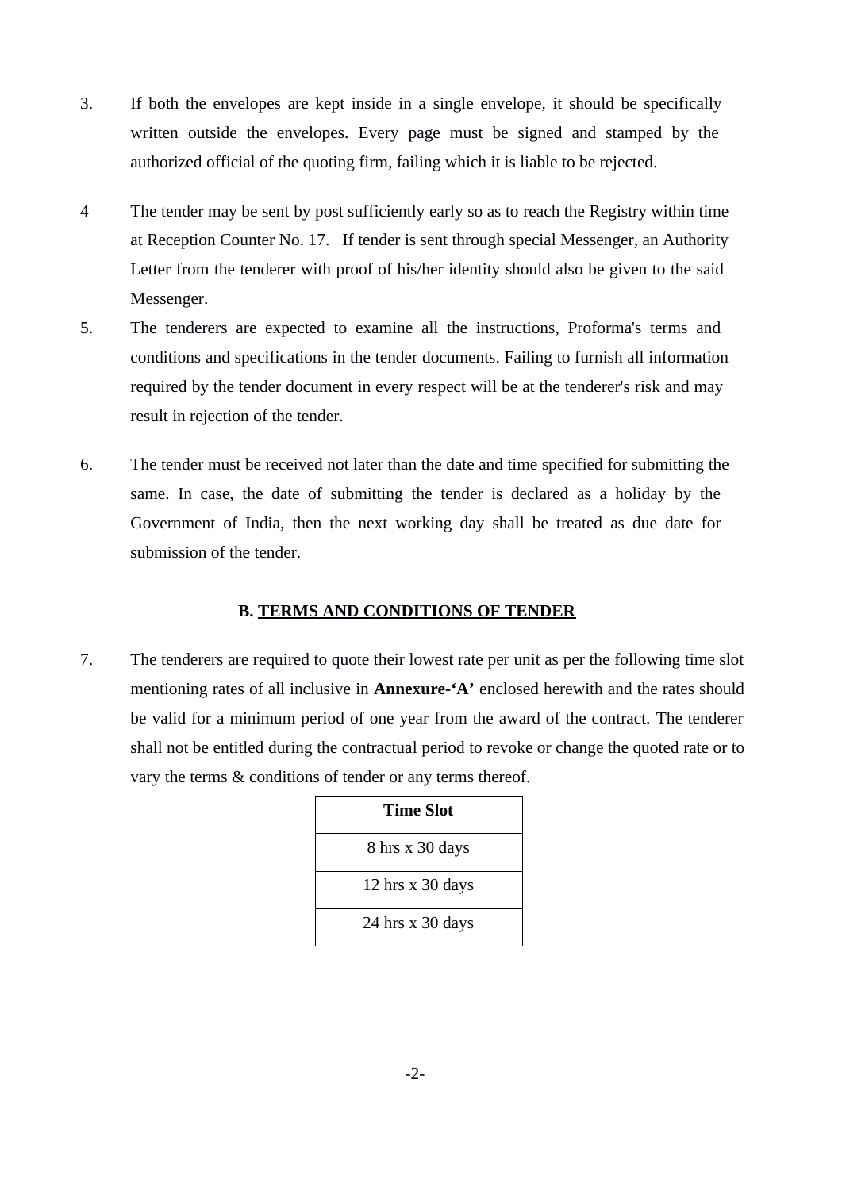3. If both the envelopes are kept inside in a single envelope, it should be specifically written outside the envelopes. Every page must be signed and stamped by the authorized official of the quoting firm, failing which it is liable to be rejected.

4 The tender may be sent by post sufficiently early so as to reach the Registry within time at Reception Counter No. 17. If tender is sent through special Messenger, an Authority Letter from the tenderer with proof of his/her identity should also be given to the said Messenger.

5. The tenderers are expected to examine all the instructions, Proforma's terms and conditions and specifications in the tender documents. Failing to furnish all information required by the tender document in every respect will be at the tenderer's risk and may result in rejection of the tender.

6. The tender must be received not later than the date and time specified for submitting the same. In case, the date of submitting the tender is declared as a holiday by the Government of India, then the next working day shall be treated as due date for submission of the tender.

## B. <u>TERMS AND CONDITIONS OF TENDER</u>

7. The tenderers are required to quote their lowest rate per unit as per the following time slot mentioning rates of all inclusive in **Annexure-'A'** enclosed herewith and the rates should be valid for a minimum period of one year from the award of the contract. The tenderer shall not be entitled during the contractual period to revoke or change the quoted rate or to vary the terms & conditions of tender or any terms thereof.

| Time Slot |
| --- |
| 8 hrs x 30 days |
| 12 hrs x 30 days |
| 24 hrs x 30 days |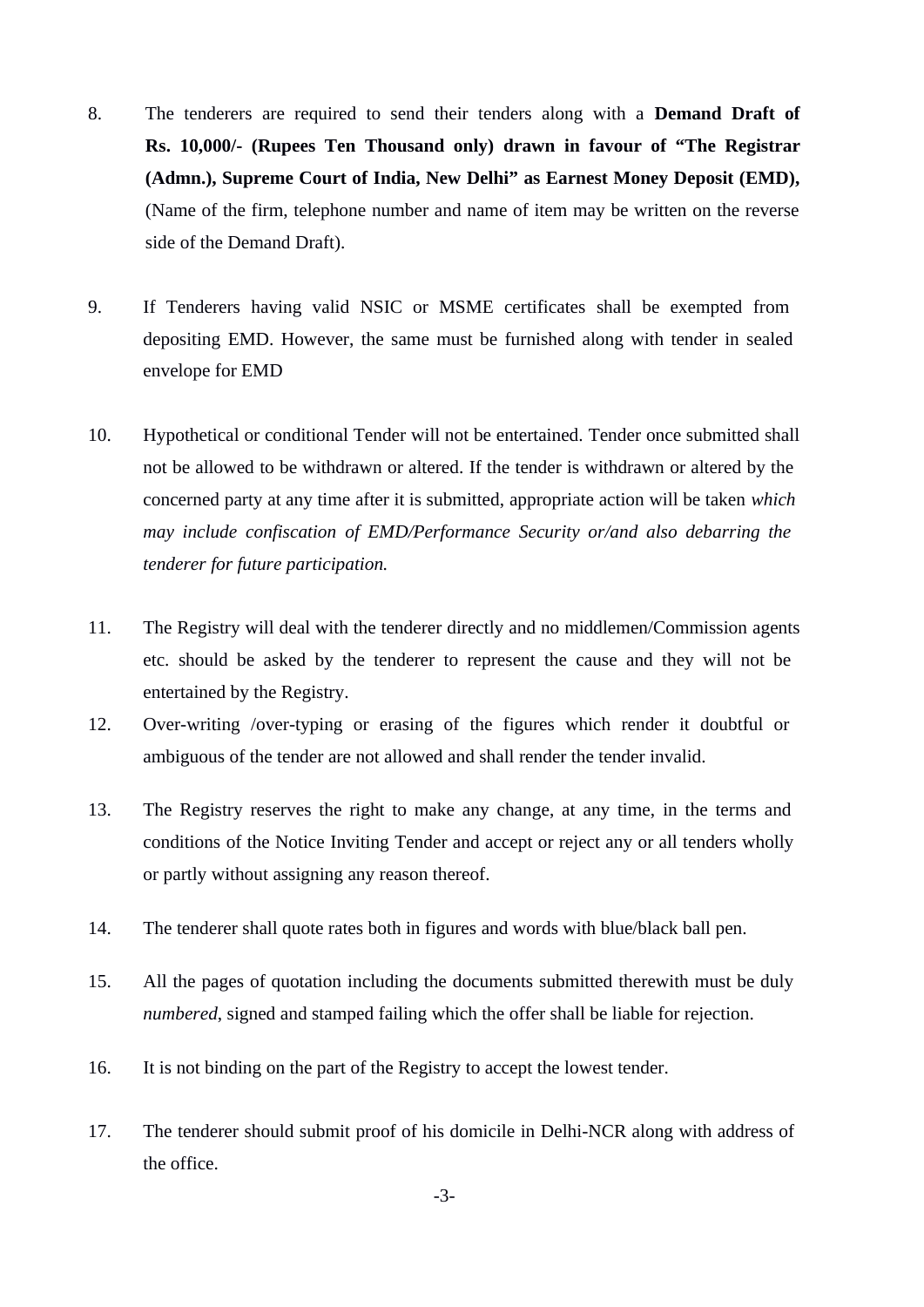8. The tenderers are required to send their tenders along with a **Demand Draft of Rs. 10,000/- (Rupees Ten Thousand only) drawn in favour of "The Registrar (Admn.), Supreme Court of India, New Delhi" as Earnest Money Deposit (EMD),** (Name of the firm, telephone number and name of item may be written on the reverse side of the Demand Draft).

9. If Tenderers having valid NSIC or MSME certificates shall be exempted from depositing EMD. However, the same must be furnished along with tender in sealed envelope for EMD

10. Hypothetical or conditional Tender will not be entertained. Tender once submitted shall not be allowed to be withdrawn or altered. If the tender is withdrawn or altered by the concerned party at any time after it is submitted, appropriate action will be taken *which may include confiscation of EMD/Performance Security or/and also debarring the tenderer for future participation.*

11. The Registry will deal with the tenderer directly and no middlemen/Commission agents etc. should be asked by the tenderer to represent the cause and they will not be entertained by the Registry.

12. Over-writing /over-typing or erasing of the figures which render it doubtful or ambiguous of the tender are not allowed and shall render the tender invalid.

13. The Registry reserves the right to make any change, at any time, in the terms and conditions of the Notice Inviting Tender and accept or reject any or all tenders wholly or partly without assigning any reason thereof.

14. The tenderer shall quote rates both in figures and words with blue/black ball pen.

15. All the pages of quotation including the documents submitted therewith must be duly *numbered*, signed and stamped failing which the offer shall be liable for rejection.

16. It is not binding on the part of the Registry to accept the lowest tender.

17. The tenderer should submit proof of his domicile in Delhi-NCR along with address of the office.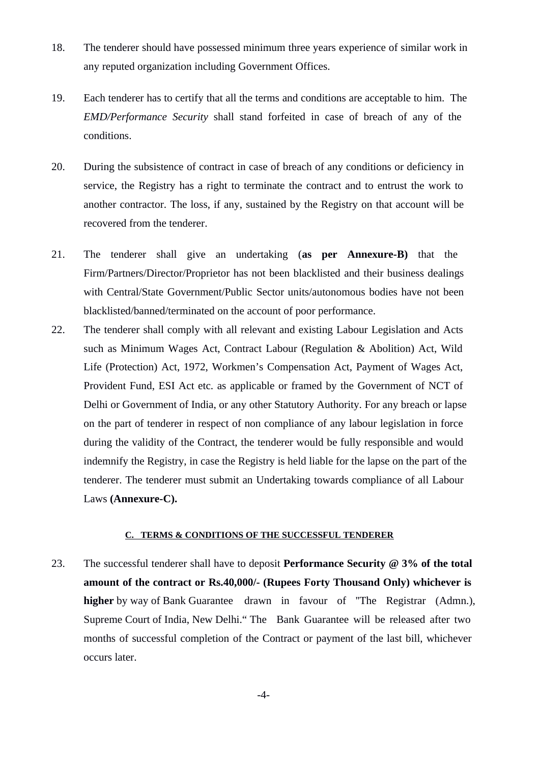18. The tenderer should have possessed minimum three years experience of similar work in any reputed organization including Government Offices.

19. Each tenderer has to certify that all the terms and conditions are acceptable to him. The *EMD/Performance Security* shall stand forfeited in case of breach of any of the conditions.

20. During the subsistence of contract in case of breach of any conditions or deficiency in service, the Registry has a right to terminate the contract and to entrust the work to another contractor. The loss, if any, sustained by the Registry on that account will be recovered from the tenderer.

21. The tenderer shall give an undertaking (**as per Annexure-B)** that the Firm/Partners/Director/Proprietor has not been blacklisted and their business dealings with Central/State Government/Public Sector units/autonomous bodies have not been blacklisted/banned/terminated on the account of poor performance.

22. The tenderer shall comply with all relevant and existing Labour Legislation and Acts such as Minimum Wages Act, Contract Labour (Regulation & Abolition) Act, Wild Life (Protection) Act, 1972, Workmen's Compensation Act, Payment of Wages Act, Provident Fund, ESI Act etc. as applicable or framed by the Government of NCT of Delhi or Government of India, or any other Statutory Authority. For any breach or lapse on the part of tenderer in respect of non compliance of any labour legislation in force during the validity of the Contract, the tenderer would be fully responsible and would indemnify the Registry, in case the Registry is held liable for the lapse on the part of the tenderer. The tenderer must submit an Undertaking towards compliance of all Labour Laws **(Annexure-C).**

## C. TERMS & CONDITIONS OF THE SUCCESSFUL TENDERER

23. The successful tenderer shall have to deposit **Performance Security @ 3% of the total amount of the contract or Rs.40,000/- (Rupees Forty Thousand Only) whichever is higher** by way of Bank Guarantee drawn in favour of "The Registrar (Admn.), Supreme Court of India, New Delhi." The Bank Guarantee will be released after two months of successful completion of the Contract or payment of the last bill, whichever occurs later.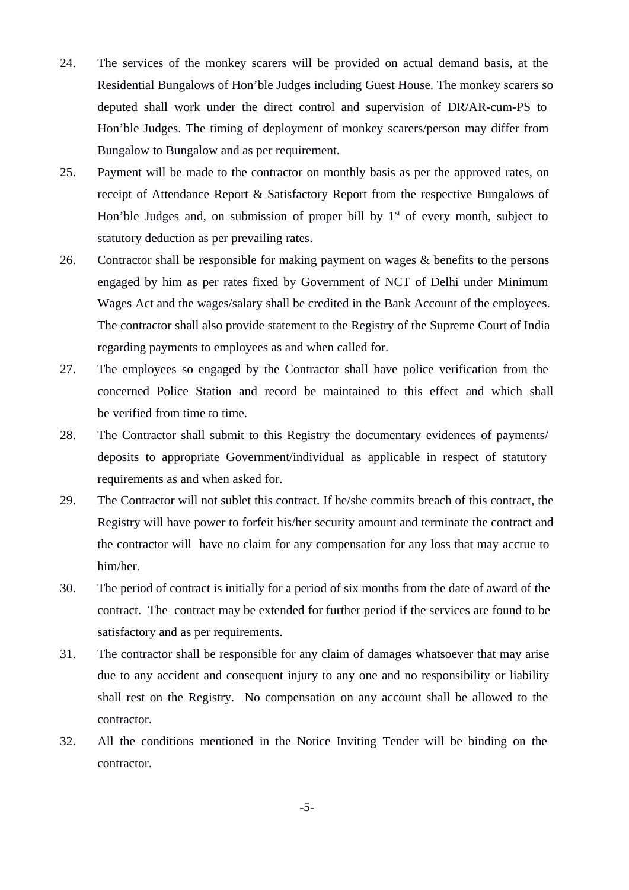24. The services of the monkey scarers will be provided on actual demand basis, at the Residential Bungalows of Hon'ble Judges including Guest House. The monkey scarers so deputed shall work under the direct control and supervision of DR/AR-cum-PS to Hon'ble Judges. The timing of deployment of monkey scarers/person may differ from Bungalow to Bungalow and as per requirement.

25. Payment will be made to the contractor on monthly basis as per the approved rates, on receipt of Attendance Report & Satisfactory Report from the respective Bungalows of Hon'ble Judges and, on submission of proper bill by 1st of every month, subject to statutory deduction as per prevailing rates.

26. Contractor shall be responsible for making payment on wages & benefits to the persons engaged by him as per rates fixed by Government of NCT of Delhi under Minimum Wages Act and the wages/salary shall be credited in the Bank Account of the employees. The contractor shall also provide statement to the Registry of the Supreme Court of India regarding payments to employees as and when called for.

27. The employees so engaged by the Contractor shall have police verification from the concerned Police Station and record be maintained to this effect and which shall be verified from time to time.

28. The Contractor shall submit to this Registry the documentary evidences of payments/ deposits to appropriate Government/individual as applicable in respect of statutory requirements as and when asked for.

29. The Contractor will not sublet this contract. If he/she commits breach of this contract, the Registry will have power to forfeit his/her security amount and terminate the contract and the contractor will have no claim for any compensation for any loss that may accrue to him/her.

30. The period of contract is initially for a period of six months from the date of award of the contract. The contract may be extended for further period if the services are found to be satisfactory and as per requirements.

31. The contractor shall be responsible for any claim of damages whatsoever that may arise due to any accident and consequent injury to any one and no responsibility or liability shall rest on the Registry. No compensation on any account shall be allowed to the contractor.

32. All the conditions mentioned in the Notice Inviting Tender will be binding on the contractor.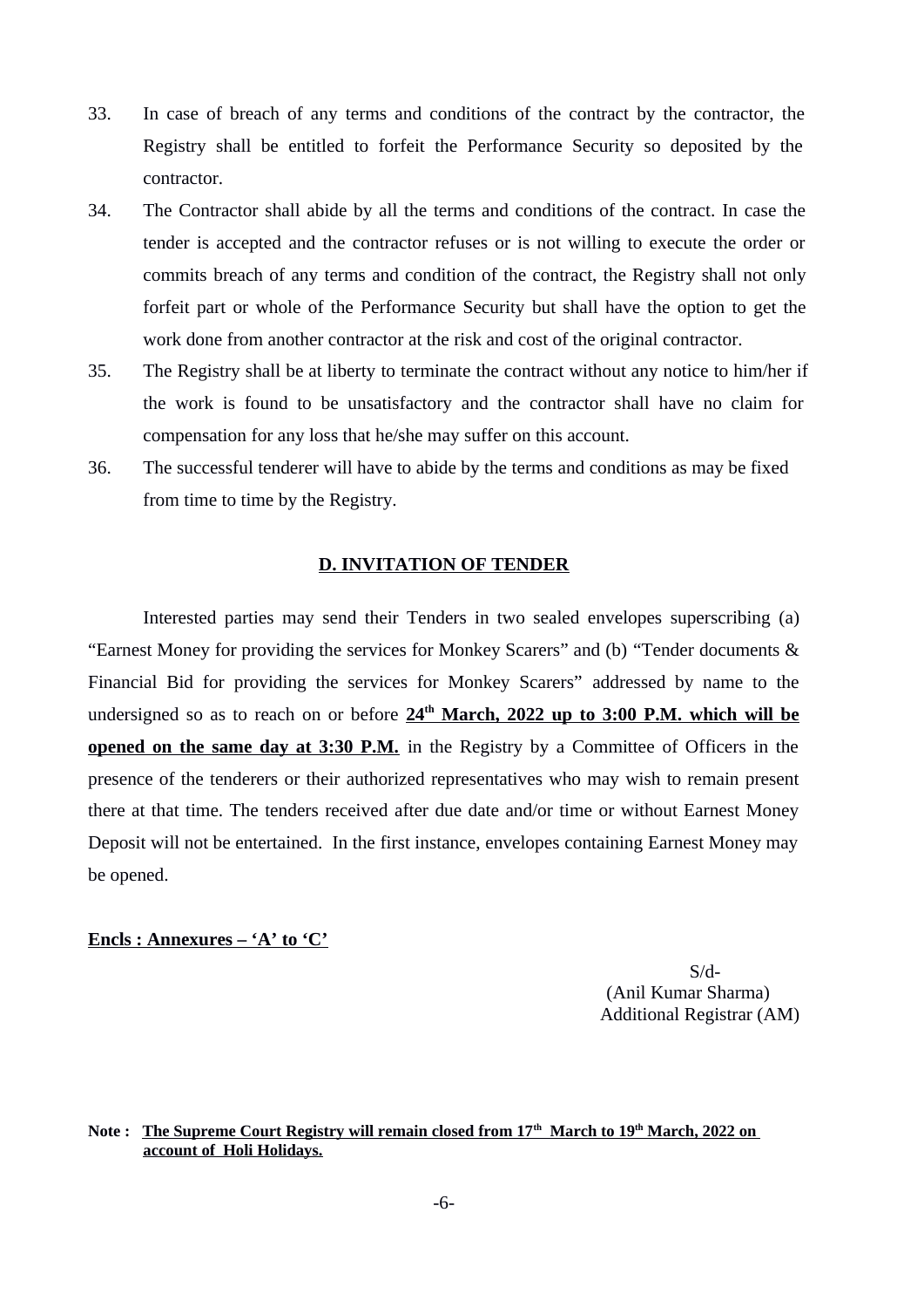33. In case of breach of any terms and conditions of the contract by the contractor, the Registry shall be entitled to forfeit the Performance Security so deposited by the contractor.

34. The Contractor shall abide by all the terms and conditions of the contract. In case the tender is accepted and the contractor refuses or is not willing to execute the order or commits breach of any terms and condition of the contract, the Registry shall not only forfeit part or whole of the Performance Security but shall have the option to get the work done from another contractor at the risk and cost of the original contractor.

35. The Registry shall be at liberty to terminate the contract without any notice to him/her if the work is found to be unsatisfactory and the contractor shall have no claim for compensation for any loss that he/she may suffer on this account.

36. The successful tenderer will have to abide by the terms and conditions as may be fixed from time to time by the Registry.

## D. INVITATION OF TENDER

Interested parties may send their Tenders in two sealed envelopes superscribing (a) "Earnest Money for providing the services for Monkey Scarers" and (b) "Tender documents & Financial Bid for providing the services for Monkey Scarers" addressed by name to the undersigned so as to reach on or before **24th March, 2022 up to 3:00 P.M. which will be opened on the same day at 3:30 P.M.** in the Registry by a Committee of Officers in the presence of the tenderers or their authorized representatives who may wish to remain present there at that time. The tenders received after due date and/or time or without Earnest Money Deposit will not be entertained. In the first instance, envelopes containing Earnest Money may be opened.

**Encls : Annexures – 'A' to 'C'**

S/d-
(Anil Kumar Sharma)
Additional Registrar (AM)

**Note : The Supreme Court Registry will remain closed from 17th March to 19th March, 2022 on account of Holi Holidays.**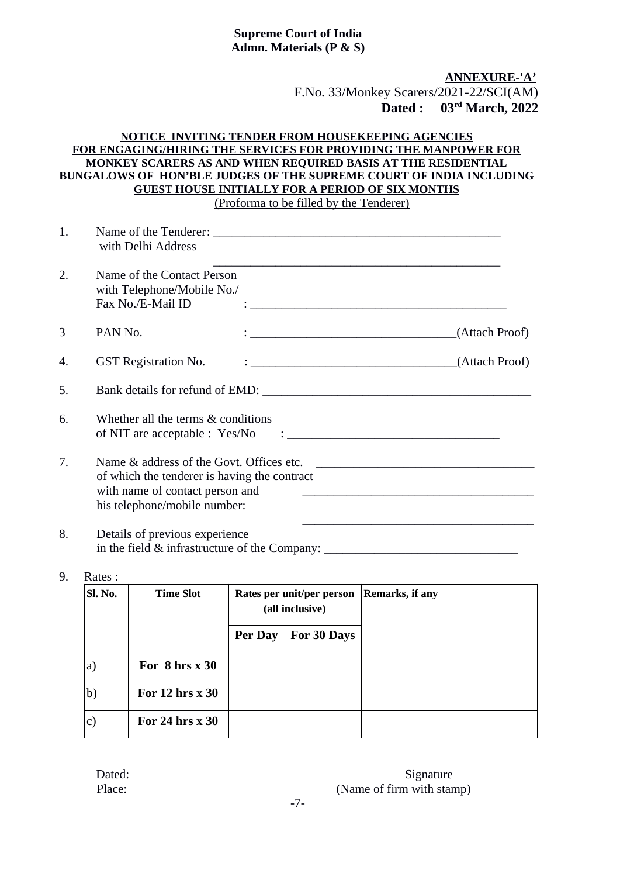**Supreme Court of India**
**Admn. Materials (P & S)**

**ANNEXURE-'A'**
F.No. 33/Monkey Scarers/2021-22/SCI(AM)
**Dated : 03rd March, 2022**

**NOTICE INVITING TENDER FROM HOUSEKEEPING AGENCIES FOR ENGAGING/HIRING THE SERVICES FOR PROVIDING THE MANPOWER FOR MONKEY SCARERS AS AND WHEN REQUIRED BASIS AT THE RESIDENTIAL BUNGALOWS OF HON'BLE JUDGES OF THE SUPREME COURT OF INDIA INCLUDING GUEST HOUSE INITIALLY FOR A PERIOD OF SIX MONTHS**
(Proforma to be filled by the Tenderer)

1. Name of the Tenderer: _______________________________________________
   with Delhi Address
   _______________________________________________

2. Name of the Contact Person with Telephone/Mobile No./ Fax No./E-Mail ID : _________________________________________

3. PAN No. : ________________________________(Attach Proof)

4. GST Registration No. : ________________________________(Attach Proof)

5. Bank details for refund of EMD: ___________________________________________

6. Whether all the terms & conditions of NIT are acceptable : Yes/No : __________________________________

7. Name & address of the Govt. Offices etc. of which the tenderer is having the contract with name of contact person and his telephone/mobile number: ___________________________________
   ___________________________________
   ___________________________________

8. Details of previous experience in the field & infrastructure of the Company: ______________________________

9. Rates :

| Sl. No. | Time Slot | Rates per unit/per person (all inclusive) | | Remarks, if any |
|---|---|---|---|---|
| | | Per Day | For 30 Days | |
| a) | For 8 hrs x 30 | | | |
| b) | For 12 hrs x 30 | | | |
| c) | For 24 hrs x 30 | | | |

Dated:
Place:

Signature
(Name of firm with stamp)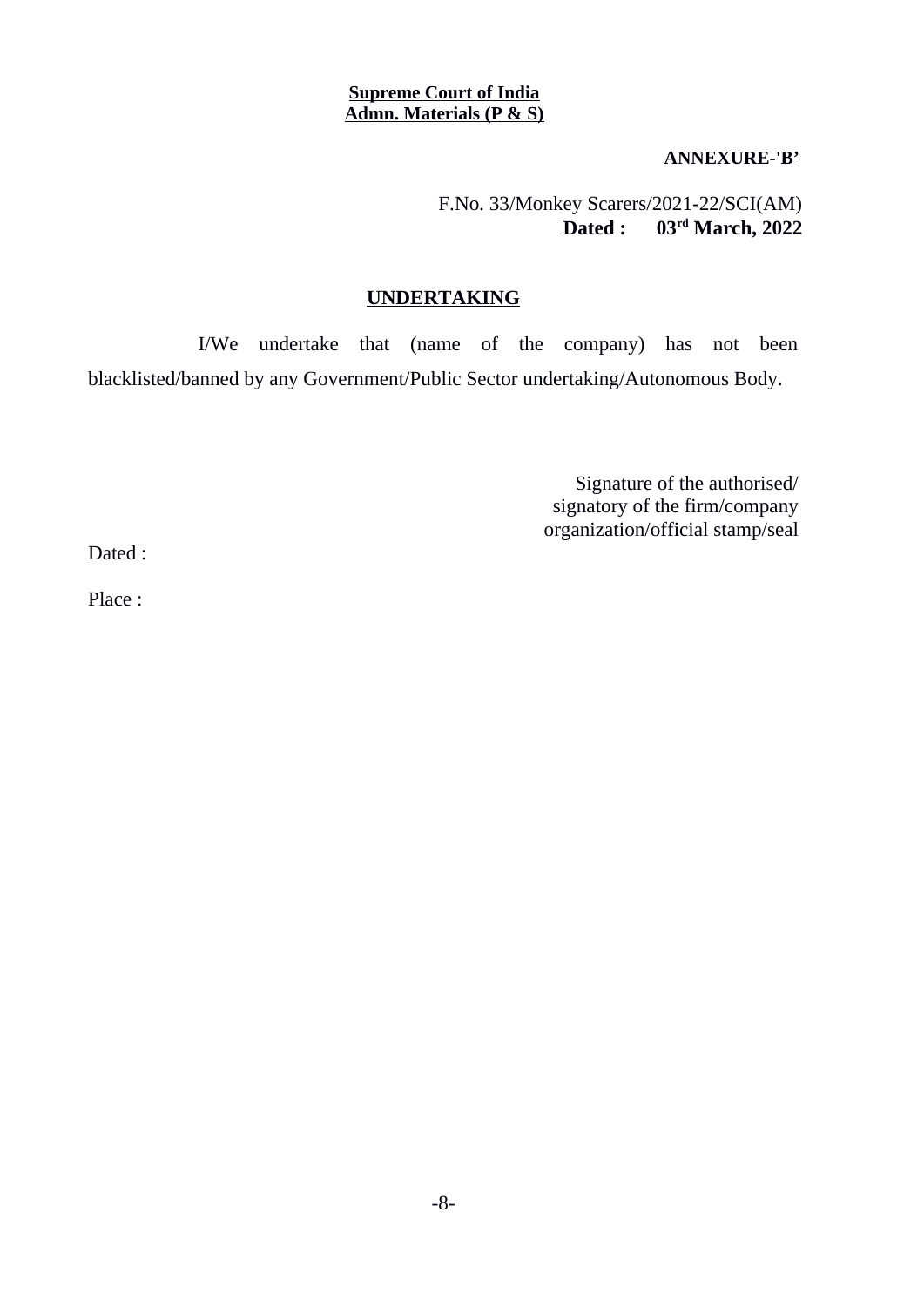**Supreme Court of India**
**Admn. Materials (P & S)**

**ANNEXURE-'B'**

F.No. 33/Monkey Scarers/2021-22/SCI(AM)
**Dated : 03rd March, 2022**

## UNDERTAKING

I/We undertake that (name of the company) has not been blacklisted/banned by any Government/Public Sector undertaking/Autonomous Body.

Signature of the authorised/
signatory of the firm/company
organization/official stamp/seal

Dated :

Place :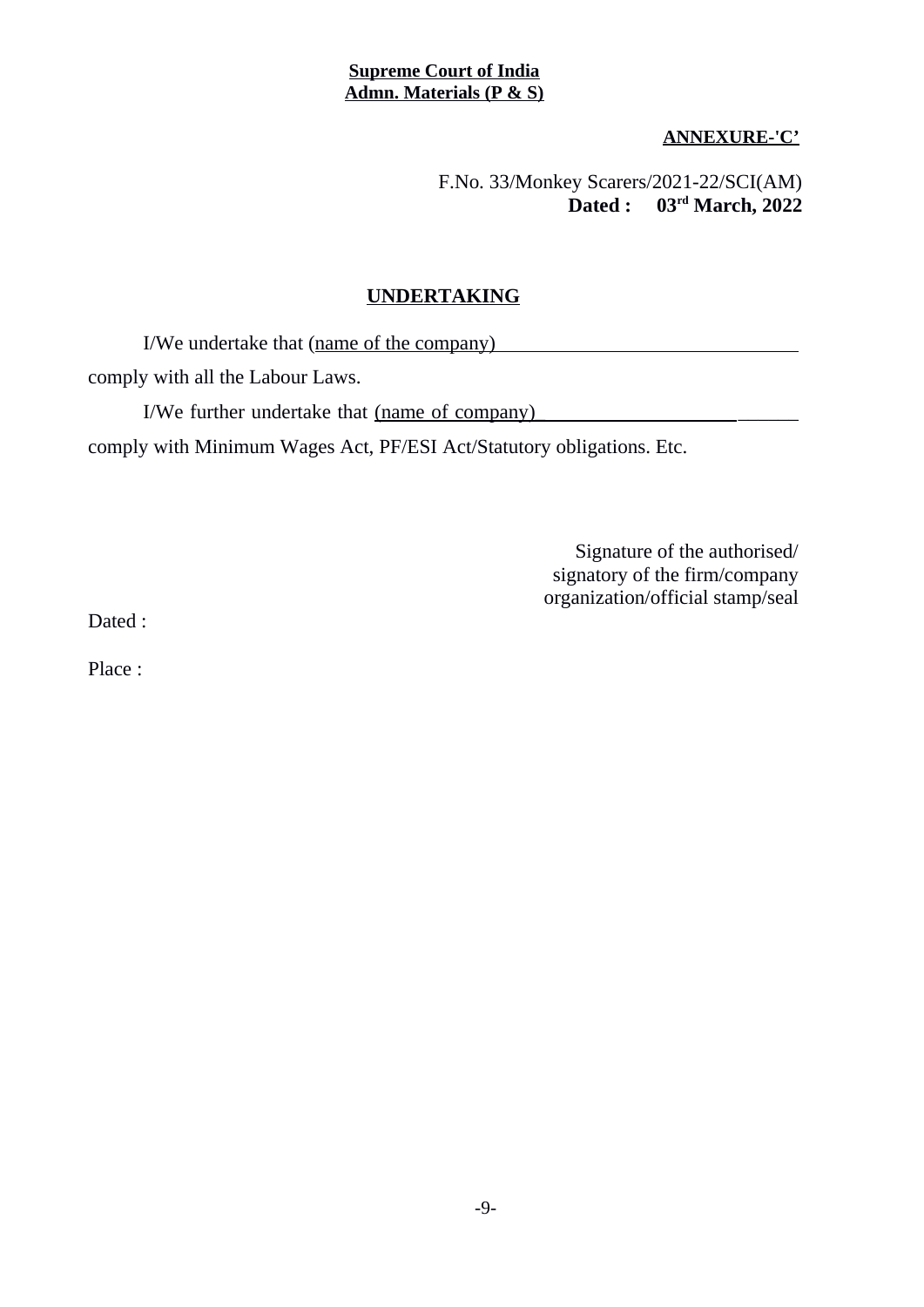**Supreme Court of India**
**Admn. Materials (P & S)**

**ANNEXURE-'C'**

F.No. 33/Monkey Scarers/2021-22/SCI(AM)
**Dated : 03rd March, 2022**

## UNDERTAKING

I/We undertake that (name of the company)______________________________ comply with all the Labour Laws.

I/We further undertake that (name of company)_____________________________ comply with Minimum Wages Act, PF/ESI Act/Statutory obligations. Etc.

Signature of the authorised/
signatory of the firm/company
organization/official stamp/seal

Dated :

Place :